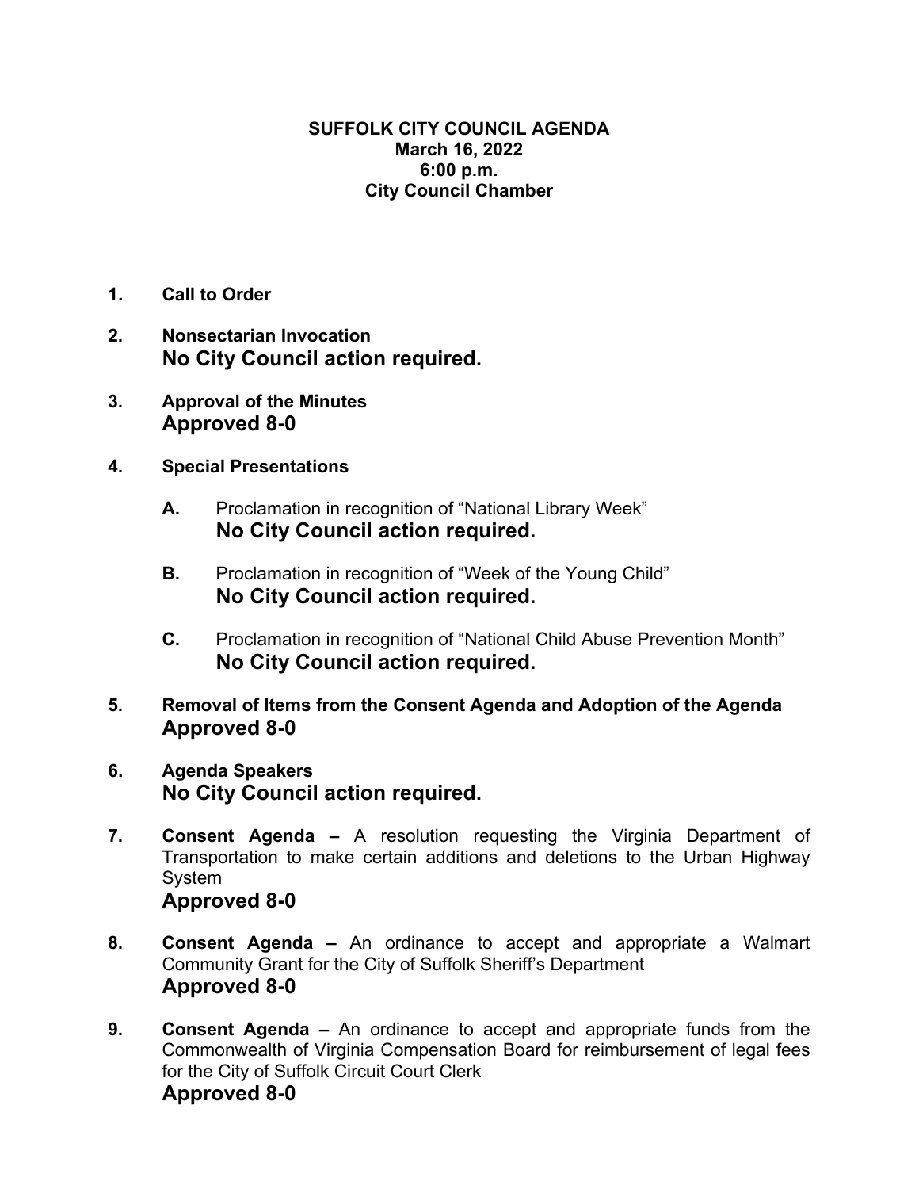# SUFFOLK CITY COUNCIL AGENDA
**March 16, 2022**
**6:00 p.m.**
**City Council Chamber**

1. **Call to Order**

2. **Nonsectarian Invocation**
   **No City Council action required.**

3. **Approval of the Minutes**
   **Approved 8-0**

4. **Special Presentations**

   **A.** Proclamation in recognition of "National Library Week"
   **No City Council action required.**

   **B.** Proclamation in recognition of "Week of the Young Child"
   **No City Council action required.**

   **C.** Proclamation in recognition of "National Child Abuse Prevention Month"
   **No City Council action required.**

5. **Removal of Items from the Consent Agenda and Adoption of the Agenda**
   **Approved 8-0**

6. **Agenda Speakers**
   **No City Council action required.**

7. **Consent Agenda –** A resolution requesting the Virginia Department of Transportation to make certain additions and deletions to the Urban Highway System
   **Approved 8-0**

8. **Consent Agenda –** An ordinance to accept and appropriate a Walmart Community Grant for the City of Suffolk Sheriff's Department
   **Approved 8-0**

9. **Consent Agenda –** An ordinance to accept and appropriate funds from the Commonwealth of Virginia Compensation Board for reimbursement of legal fees for the City of Suffolk Circuit Court Clerk
   **Approved 8-0**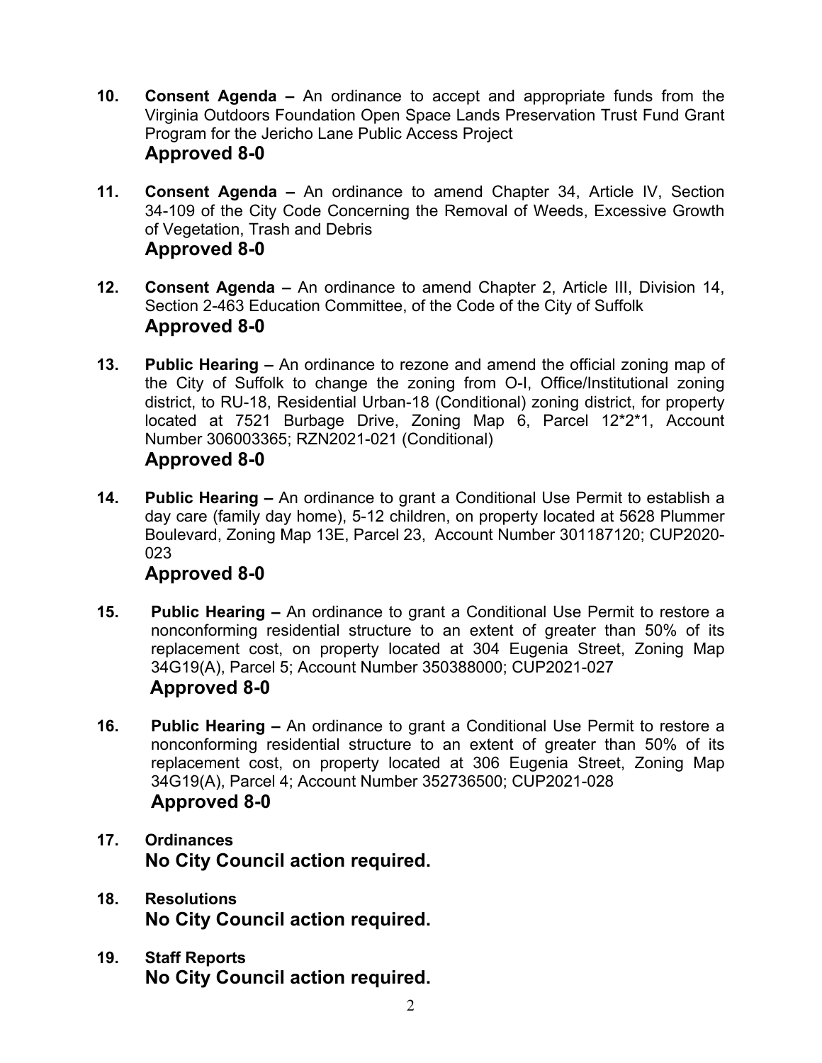10. **Consent Agenda –** An ordinance to accept and appropriate funds from the Virginia Outdoors Foundation Open Space Lands Preservation Trust Fund Grant Program for the Jericho Lane Public Access Project
    **Approved 8-0**

11. **Consent Agenda –** An ordinance to amend Chapter 34, Article IV, Section 34-109 of the City Code Concerning the Removal of Weeds, Excessive Growth of Vegetation, Trash and Debris
    **Approved 8-0**

12. **Consent Agenda –** An ordinance to amend Chapter 2, Article III, Division 14, Section 2-463 Education Committee, of the Code of the City of Suffolk
    **Approved 8-0**

13. **Public Hearing –** An ordinance to rezone and amend the official zoning map of the City of Suffolk to change the zoning from O-I, Office/Institutional zoning district, to RU-18, Residential Urban-18 (Conditional) zoning district, for property located at 7521 Burbage Drive, Zoning Map 6, Parcel 12*2*1, Account Number 306003365; RZN2021-021 (Conditional)
    **Approved 8-0**

14. **Public Hearing –** An ordinance to grant a Conditional Use Permit to establish a day care (family day home), 5-12 children, on property located at 5628 Plummer Boulevard, Zoning Map 13E, Parcel 23, Account Number 301187120; CUP2020-023
    **Approved 8-0**

15. **Public Hearing –** An ordinance to grant a Conditional Use Permit to restore a nonconforming residential structure to an extent of greater than 50% of its replacement cost, on property located at 304 Eugenia Street, Zoning Map 34G19(A), Parcel 5; Account Number 350388000; CUP2021-027
    **Approved 8-0**

16. **Public Hearing –** An ordinance to grant a Conditional Use Permit to restore a nonconforming residential structure to an extent of greater than 50% of its replacement cost, on property located at 306 Eugenia Street, Zoning Map 34G19(A), Parcel 4; Account Number 352736500; CUP2021-028
    **Approved 8-0**

17. **Ordinances**
    **No City Council action required.**

18. **Resolutions**
    **No City Council action required.**

19. **Staff Reports**
    **No City Council action required.**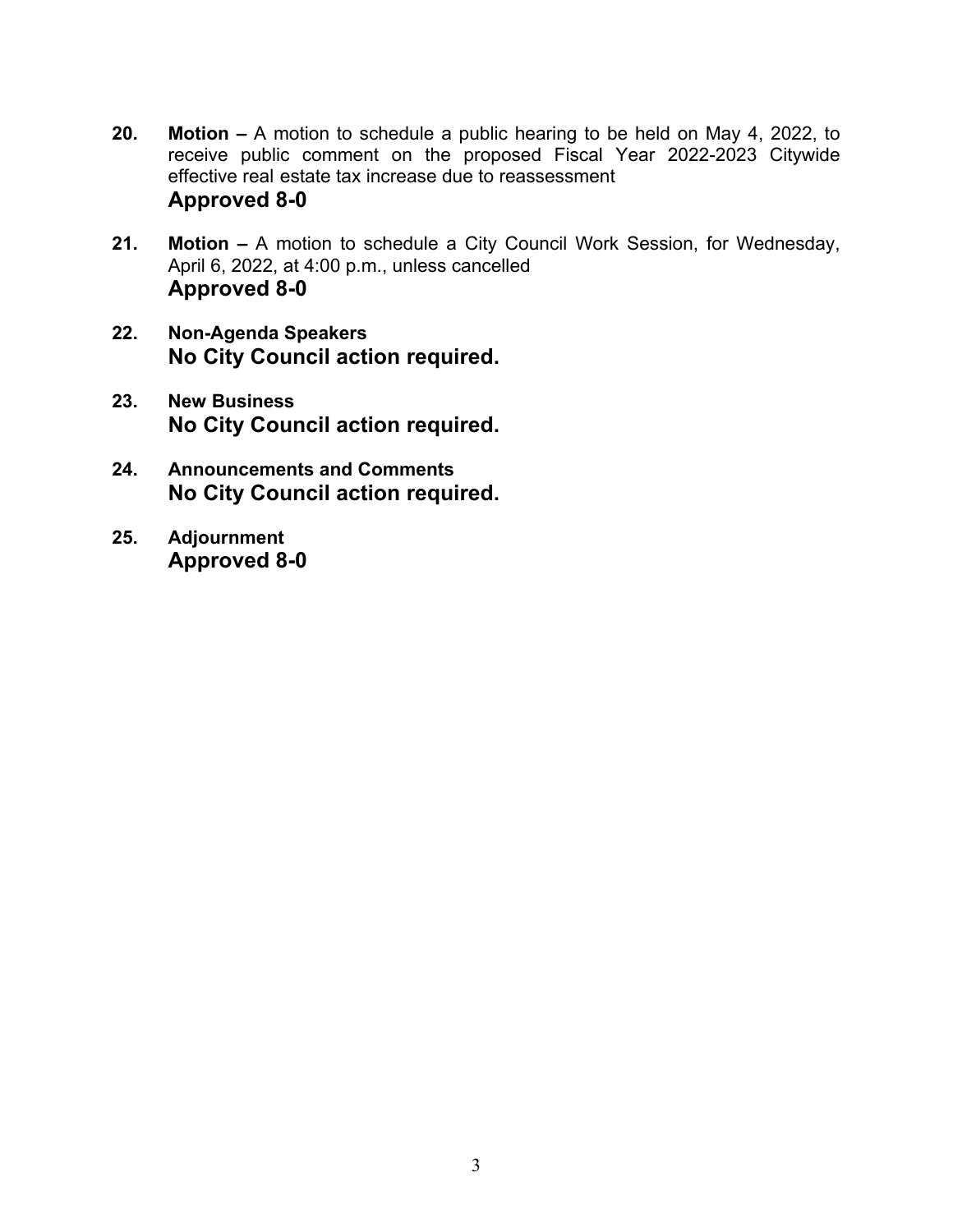**20.** **Motion –** A motion to schedule a public hearing to be held on May 4, 2022, to receive public comment on the proposed Fiscal Year 2022-2023 Citywide effective real estate tax increase due to reassessment
**Approved 8-0**

**21.** **Motion –** A motion to schedule a City Council Work Session, for Wednesday, April 6, 2022, at 4:00 p.m., unless cancelled
**Approved 8-0**

**22.** **Non-Agenda Speakers**
**No City Council action required.**

**23.** **New Business**
**No City Council action required.**

**24.** **Announcements and Comments**
**No City Council action required.**

**25.** **Adjournment**
**Approved 8-0**